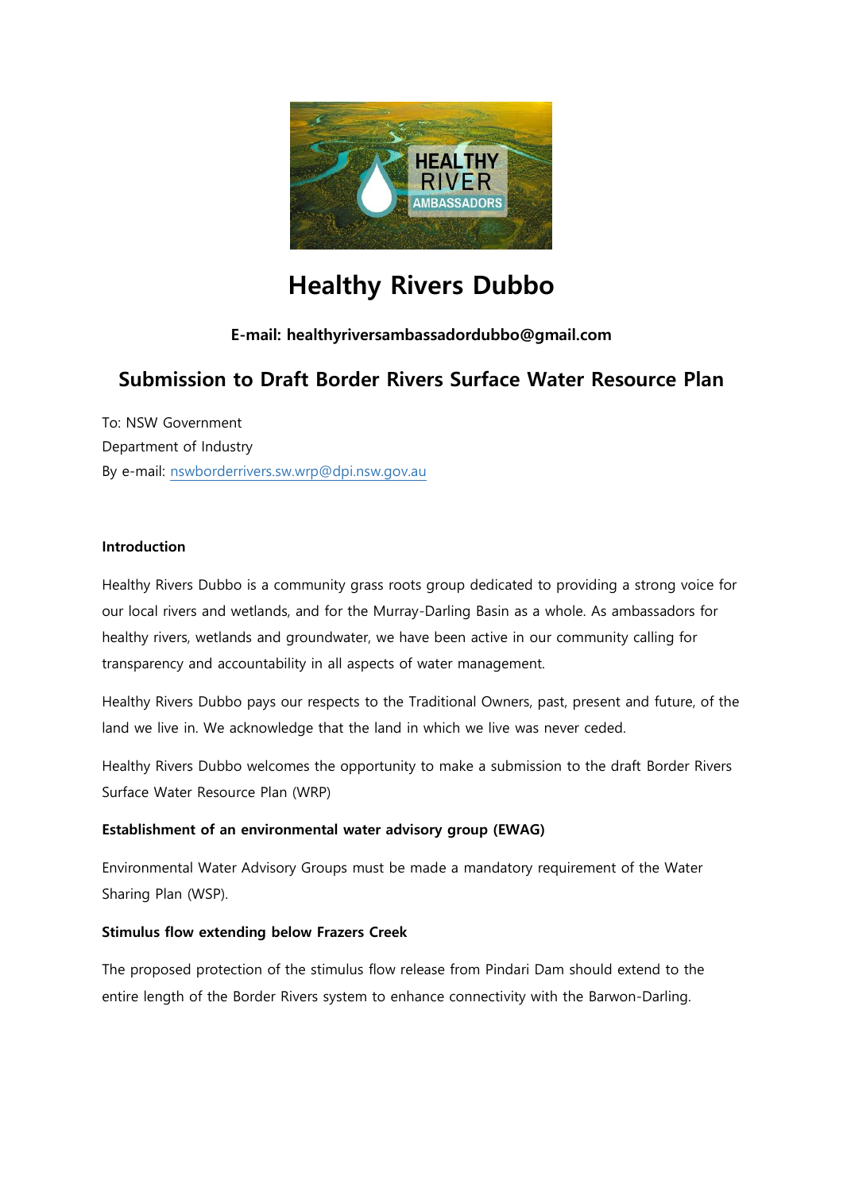# Healthy Rivers Dubbo

**E-mail: healthyriversambassadordubbo@gmail.com**

## Submission to Draft Border Rivers Surface Water Resource Plan

To: NSW Government
Department of Industry
By e-mail: nswborderrivers.sw.wrp@dpi.nsw.gov.au

**Introduction**

Healthy Rivers Dubbo is a community grass roots group dedicated to providing a strong voice for our local rivers and wetlands, and for the Murray-Darling Basin as a whole. As ambassadors for healthy rivers, wetlands and groundwater, we have been active in our community calling for transparency and accountability in all aspects of water management.

Healthy Rivers Dubbo pays our respects to the Traditional Owners, past, present and future, of the land we live in. We acknowledge that the land in which we live was never ceded.

Healthy Rivers Dubbo welcomes the opportunity to make a submission to the draft Border Rivers Surface Water Resource Plan (WRP)

**Establishment of an environmental water advisory group (EWAG)**

Environmental Water Advisory Groups must be made a mandatory requirement of the Water Sharing Plan (WSP).

**Stimulus flow extending below Frazers Creek**

The proposed protection of the stimulus flow release from Pindari Dam should extend to the entire length of the Border Rivers system to enhance connectivity with the Barwon-Darling.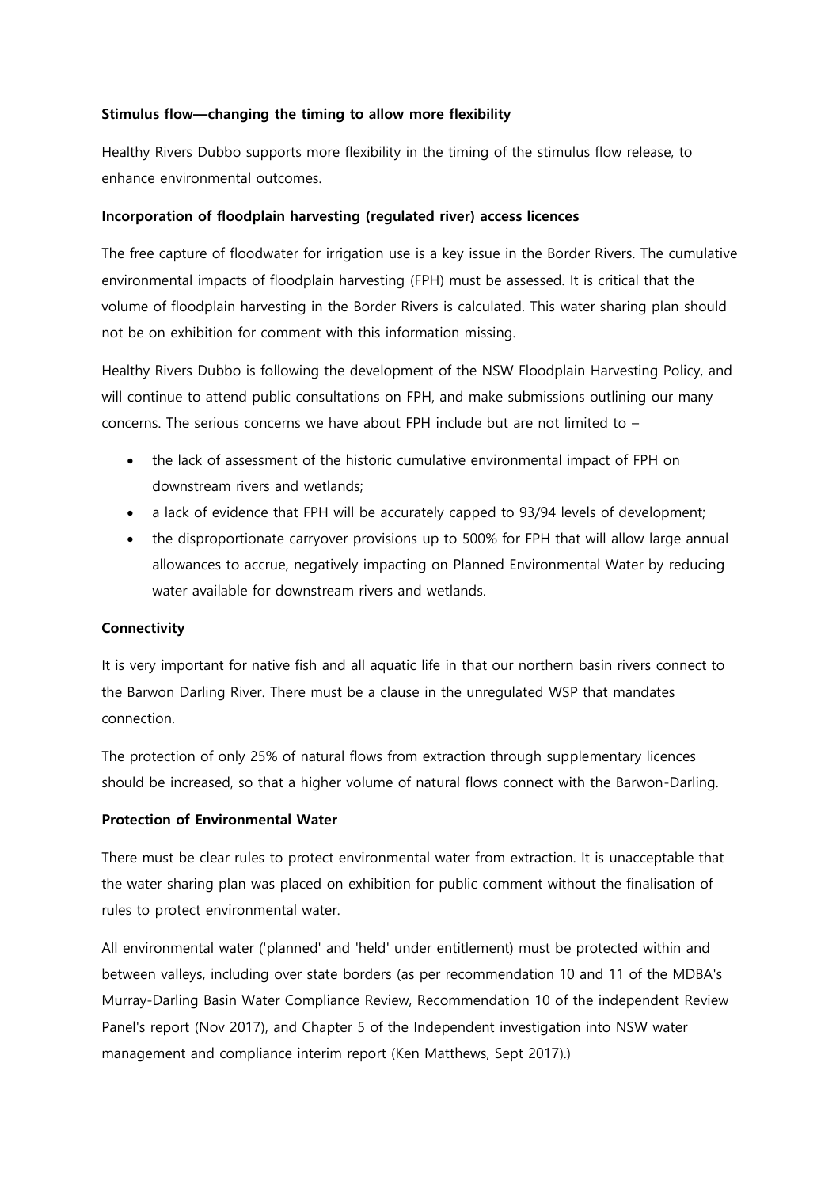**Stimulus flow—changing the timing to allow more flexibility**

Healthy Rivers Dubbo supports more flexibility in the timing of the stimulus flow release, to enhance environmental outcomes.

**Incorporation of floodplain harvesting (regulated river) access licences**

The free capture of floodwater for irrigation use is a key issue in the Border Rivers. The cumulative environmental impacts of floodplain harvesting (FPH) must be assessed. It is critical that the volume of floodplain harvesting in the Border Rivers is calculated. This water sharing plan should not be on exhibition for comment with this information missing.

Healthy Rivers Dubbo is following the development of the NSW Floodplain Harvesting Policy, and will continue to attend public consultations on FPH, and make submissions outlining our many concerns. The serious concerns we have about FPH include but are not limited to –

- the lack of assessment of the historic cumulative environmental impact of FPH on downstream rivers and wetlands;
- a lack of evidence that FPH will be accurately capped to 93/94 levels of development;
- the disproportionate carryover provisions up to 500% for FPH that will allow large annual allowances to accrue, negatively impacting on Planned Environmental Water by reducing water available for downstream rivers and wetlands.

**Connectivity**

It is very important for native fish and all aquatic life in that our northern basin rivers connect to the Barwon Darling River. There must be a clause in the unregulated WSP that mandates connection.

The protection of only 25% of natural flows from extraction through supplementary licences should be increased, so that a higher volume of natural flows connect with the Barwon-Darling.

**Protection of Environmental Water**

There must be clear rules to protect environmental water from extraction. It is unacceptable that the water sharing plan was placed on exhibition for public comment without the finalisation of rules to protect environmental water.

All environmental water ('planned' and 'held' under entitlement) must be protected within and between valleys, including over state borders (as per recommendation 10 and 11 of the MDBA's Murray-Darling Basin Water Compliance Review, Recommendation 10 of the independent Review Panel's report (Nov 2017), and Chapter 5 of the Independent investigation into NSW water management and compliance interim report (Ken Matthews, Sept 2017).)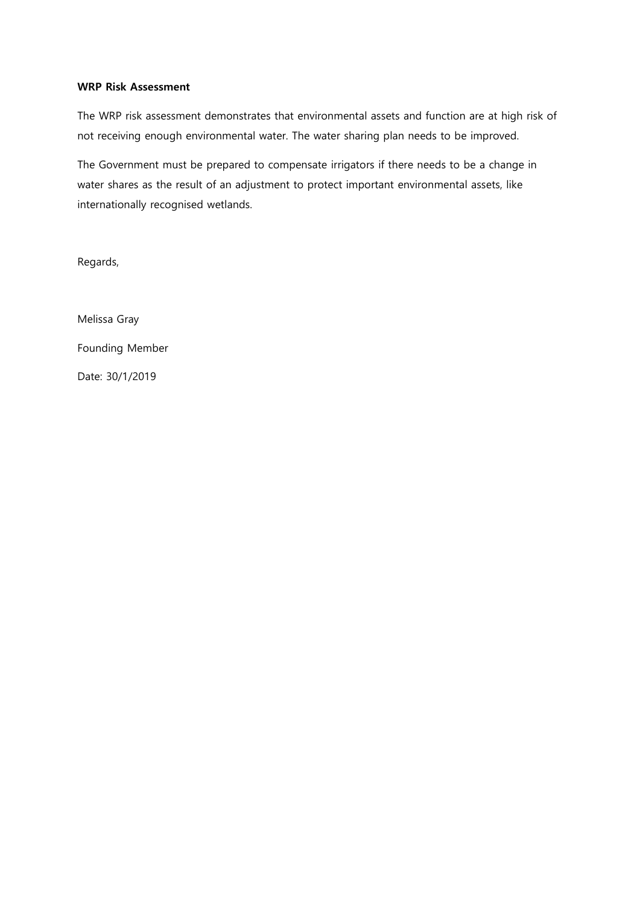**WRP Risk Assessment**

The WRP risk assessment demonstrates that environmental assets and function are at high risk of not receiving enough environmental water. The water sharing plan needs to be improved.

The Government must be prepared to compensate irrigators if there needs to be a change in water shares as the result of an adjustment to protect important environmental assets, like internationally recognised wetlands.

Regards,

Melissa Gray

Founding Member

Date: 30/1/2019